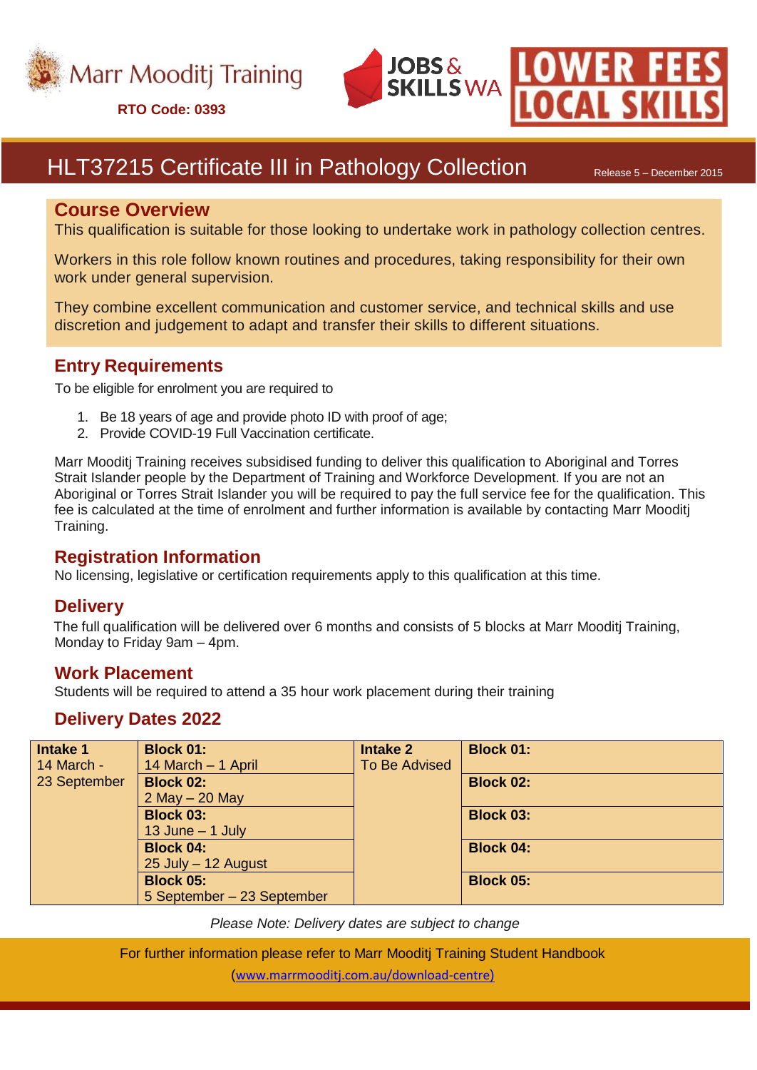Marr Mooditj Training

**RTO Code: 0393**

JOBS & SKILLS WA

LOWER FEES LOCAL SKILLS

# HLT37215 Certificate III in Pathology Collection

Release 5 – December 2015

## Course Overview

This qualification is suitable for those looking to undertake work in pathology collection centres.

Workers in this role follow known routines and procedures, taking responsibility for their own work under general supervision.

They combine excellent communication and customer service, and technical skills and use discretion and judgement to adapt and transfer their skills to different situations.

## Entry Requirements

To be eligible for enrolment you are required to

1. Be 18 years of age and provide photo ID with proof of age;
2. Provide COVID-19 Full Vaccination certificate.

Marr Mooditj Training receives subsidised funding to deliver this qualification to Aboriginal and Torres Strait Islander people by the Department of Training and Workforce Development. If you are not an Aboriginal or Torres Strait Islander you will be required to pay the full service fee for the qualification. This fee is calculated at the time of enrolment and further information is available by contacting Marr Mooditj Training.

## Registration Information

No licensing, legislative or certification requirements apply to this qualification at this time.

## Delivery

The full qualification will be delivered over 6 months and consists of 5 blocks at Marr Mooditj Training, Monday to Friday 9am – 4pm.

## Work Placement

Students will be required to attend a 35 hour work placement during their training

## Delivery Dates 2022

| **Intake 1** 14 March - 23 September | **Block 01:** 14 March – 1 April | **Intake 2** To Be Advised | **Block 01:** |
|---|---|---|---|
| | **Block 02:** 2 May – 20 May | | **Block 02:** |
| | **Block 03:** 13 June – 1 July | | **Block 03:** |
| | **Block 04:** 25 July – 12 August | | **Block 04:** |
| | **Block 05:** 5 September – 23 September | | **Block 05:** |

*Please Note: Delivery dates are subject to change*

For further information please refer to Marr Mooditj Training Student Handbook
(www.marrmooditj.com.au/download-centre)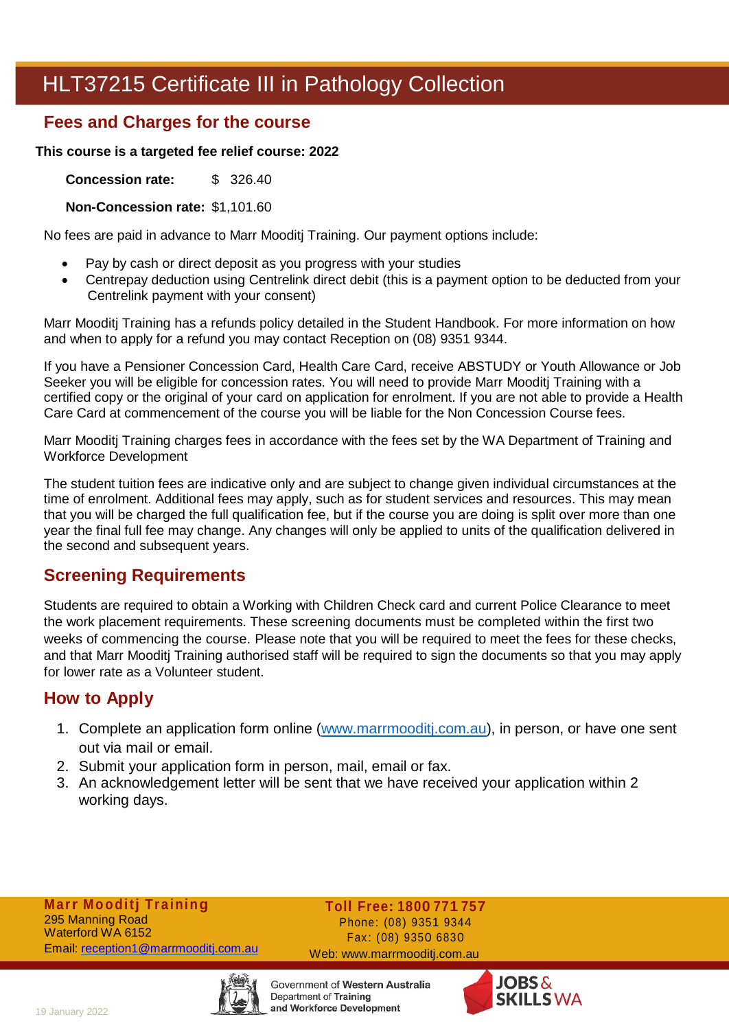# HLT37215 Certificate III in Pathology Collection

## Fees and Charges for the course

**This course is a targeted fee relief course: 2022**

**Concession rate:** $ 326.40

**Non-Concession rate:** $1,101.60

No fees are paid in advance to Marr Mooditj Training. Our payment options include:

- Pay by cash or direct deposit as you progress with your studies
- Centrepay deduction using Centrelink direct debit (this is a payment option to be deducted from your Centrelink payment with your consent)

Marr Mooditj Training has a refunds policy detailed in the Student Handbook. For more information on how and when to apply for a refund you may contact Reception on (08) 9351 9344.

If you have a Pensioner Concession Card, Health Care Card, receive ABSTUDY or Youth Allowance or Job Seeker you will be eligible for concession rates. You will need to provide Marr Mooditj Training with a certified copy or the original of your card on application for enrolment. If you are not able to provide a Health Care Card at commencement of the course you will be liable for the Non Concession Course fees.

Marr Mooditj Training charges fees in accordance with the fees set by the WA Department of Training and Workforce Development

The student tuition fees are indicative only and are subject to change given individual circumstances at the time of enrolment. Additional fees may apply, such as for student services and resources. This may mean that you will be charged the full qualification fee, but if the course you are doing is split over more than one year the final full fee may change. Any changes will only be applied to units of the qualification delivered in the second and subsequent years.

## Screening Requirements

Students are required to obtain a Working with Children Check card and current Police Clearance to meet the work placement requirements. These screening documents must be completed within the first two weeks of commencing the course. Please note that you will be required to meet the fees for these checks, and that Marr Mooditj Training authorised staff will be required to sign the documents so that you may apply for lower rate as a Volunteer student.

## How to Apply

1. Complete an application form online (www.marrmooditj.com.au), in person, or have one sent out via mail or email.
2. Submit your application form in person, mail, email or fax.
3. An acknowledgement letter will be sent that we have received your application within 2 working days.

**Marr Mooditj Training**
295 Manning Road
Waterford WA 6152
Email: reception1@marrmooditj.com.au

**Toll Free: 1800 771 757**
Phone: (08) 9351 9344
Fax: (08) 9350 6830
Web: www.marrmooditj.com.au

Government of Western Australia
Department of Training and Workforce Development

JOBS & SKILLS WA

19 January 2022